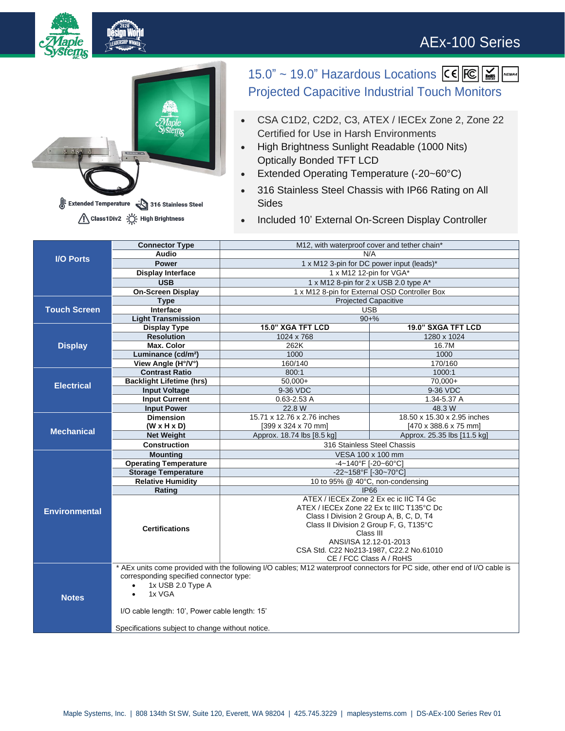# AEx-100 Series

## 15.0" ~ 19.0" Hazardous Locations Projected Capacitive Industrial Touch Monitors

Extended Temperature | 316 Stainless Steel | Class1Div2 | High Brightness

- CSA C1D2, C2D2, C3, ATEX / IECEx Zone 2, Zone 22 Certified for Use in Harsh Environments
- High Brightness Sunlight Readable (1000 Nits) Optically Bonded TFT LCD
- Extended Operating Temperature (-20~60°C)
- 316 Stainless Steel Chassis with IP66 Rating on All Sides
- Included 10' External On-Screen Display Controller

| Category | Item | 15.0" | 19.0" |
|---|---|---|---|
| I/O Ports | Connector Type | M12, with waterproof cover and tether chain* | |
| | Audio | N/A | |
| | Power | 1 x M12 3-pin for DC power input (leads)* | |
| | Display Interface | 1 x M12 12-pin for VGA* | |
| | USB | 1 x M12 8-pin for 2 x USB 2.0 type A* | |
| | On-Screen Display | 1 x M12 8-pin for External OSD Controller Box | |
| Touch Screen | Type | Projected Capacitive | |
| | Interface | USB | |
| | Light Transmission | 90+% | |
| Display | Display Type | **15.0" XGA TFT LCD** | **19.0" SXGA TFT LCD** |
| | Resolution | 1024 x 768 | 1280 x 1024 |
| | Max. Color | 262K | 16.7M |
| | Luminance (cd/m²) | 1000 | 1000 |
| | View Angle (H°/V°) | 160/140 | 170/160 |
| Electrical | Contrast Ratio | 800:1 | 1000:1 |
| | Backlight Lifetime (hrs) | 50,000+ | 70,000+ |
| | Input Voltage | 9-36 VDC | 9-36 VDC |
| | Input Current | 0.63-2.53 A | 1.34-5.37 A |
| | Input Power | 22.8 W | 48.3 W |
| Mechanical | Dimension (W x H x D) | 15.71 x 12.76 x 2.76 inches [399 x 324 x 70 mm] | 18.50 x 15.30 x 2.95 inches [470 x 388.6 x 75 mm] |
| | Net Weight | Approx. 18.74 lbs [8.5 kg] | Approx. 25.35 lbs [11.5 kg] |
| | Construction | 316 Stainless Steel Chassis | |
| Environmental | Mounting | VESA 100 x 100 mm | |
| | Operating Temperature | -4~140°F [-20~60°C] | |
| | Storage Temperature | -22~158°F [-30~70°C] | |
| | Relative Humidity | 10 to 95% @ 40°C, non-condensing | |
| | Rating | IP66 | |
| | Certifications | ATEX / IECEx Zone 2 Ex ec ic IIC T4 Gc<br>ATEX / IECEx Zone 22 Ex tc IIIC T135°C Dc<br>Class I Division 2 Group A, B, C, D, T4<br>Class II Division 2 Group F, G, T135°C<br>Class III<br>ANSI/ISA 12.12-01-2013<br>CSA Std. C22 No213-1987, C22.2 No.61010<br>CE / FCC Class A / RoHS | |

**Notes**

\* AEx units come provided with the following I/O cables; M12 waterproof connectors for PC side, other end of I/O cable is corresponding specified connector type:

- 1x USB 2.0 Type A
- 1x VGA

I/O cable length: 10', Power cable length: 15'

Specifications subject to change without notice.

Maple Systems, Inc. | 808 134th St SW, Suite 120, Everett, WA 98204 | 425.745.3229 | maplesystems.com | DS-AEx-100 Series Rev 01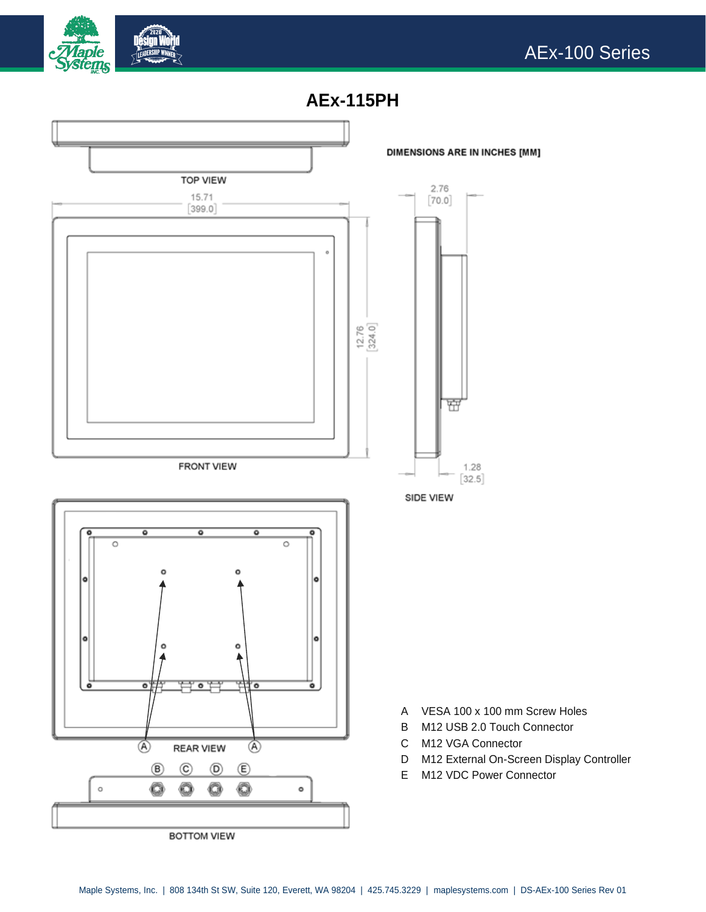# AEx-115PH

DIMENSIONS ARE IN INCHES [MM]

TOP VIEW

15.71
[399.0]

12.76
[324.0]

FRONT VIEW

2.76
[70.0]

1.28
[32.5]

SIDE VIEW

REAR VIEW

BOTTOM VIEW

- A VESA 100 x 100 mm Screw Holes
- B M12 USB 2.0 Touch Connector
- C M12 VGA Connector
- D M12 External On-Screen Display Controller
- E M12 VDC Power Connector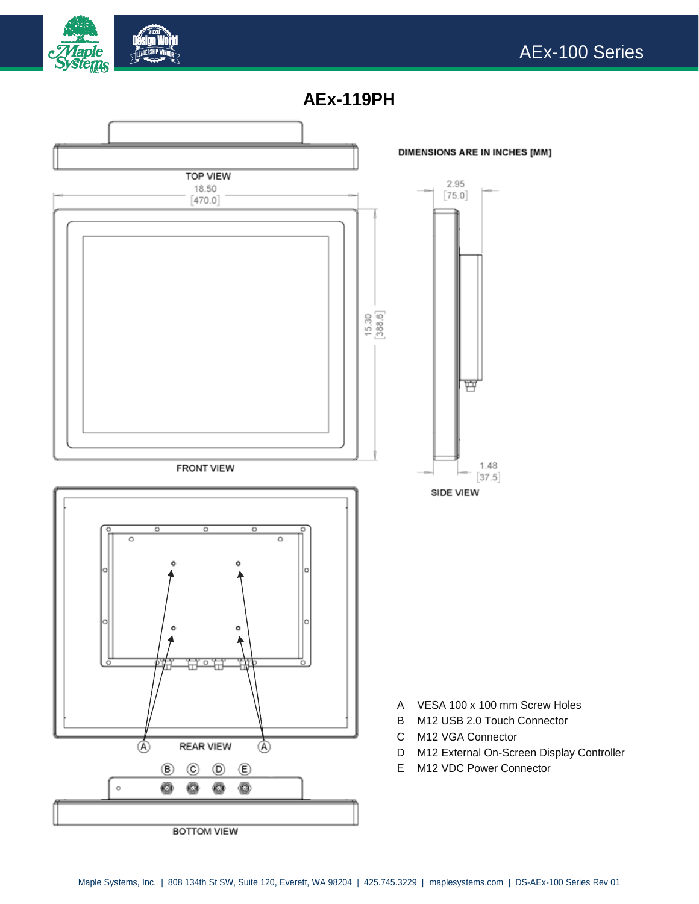# AEx-119PH

DIMENSIONS ARE IN INCHES [MM]

TOP VIEW

18.50
[470.0]

15.30
[388.6]

FRONT VIEW

2.95
[75.0]

1.48
[37.5]

SIDE VIEW

REAR VIEW

BOTTOM VIEW

A VESA 100 x 100 mm Screw Holes
B M12 USB 2.0 Touch Connector
C M12 VGA Connector
D M12 External On-Screen Display Controller
E M12 VDC Power Connector